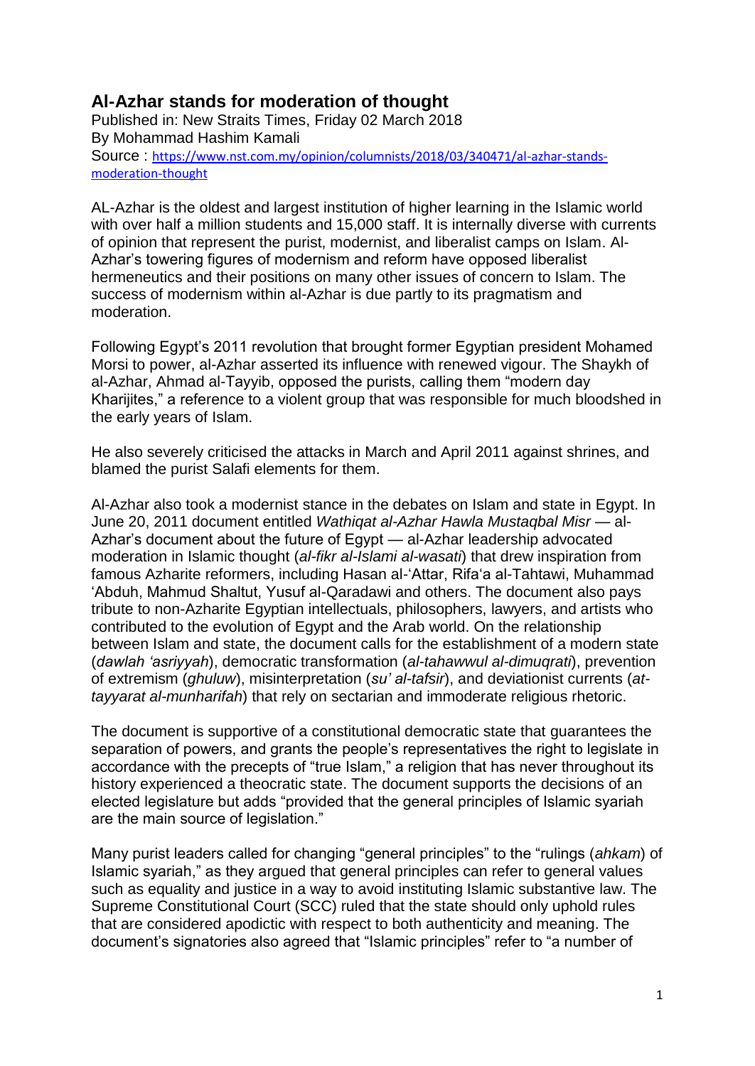## Al-Azhar stands for moderation of thought

Published in: New Straits Times, Friday 02 March 2018
By Mohammad Hashim Kamali
Source : [https://www.nst.com.my/opinion/columnists/2018/03/340471/al-azhar-stands-moderation-thought](https://www.nst.com.my/opinion/columnists/2018/03/340471/al-azhar-stands-moderation-thought)

AL-Azhar is the oldest and largest institution of higher learning in the Islamic world with over half a million students and 15,000 staff. It is internally diverse with currents of opinion that represent the purist, modernist, and liberalist camps on Islam. Al-Azhar's towering figures of modernism and reform have opposed liberalist hermeneutics and their positions on many other issues of concern to Islam. The success of modernism within al-Azhar is due partly to its pragmatism and moderation.

Following Egypt's 2011 revolution that brought former Egyptian president Mohamed Morsi to power, al-Azhar asserted its influence with renewed vigour. The Shaykh of al-Azhar, Ahmad al-Tayyib, opposed the purists, calling them "modern day Kharijites," a reference to a violent group that was responsible for much bloodshed in the early years of Islam.

He also severely criticised the attacks in March and April 2011 against shrines, and blamed the purist Salafi elements for them.

Al-Azhar also took a modernist stance in the debates on Islam and state in Egypt. In June 20, 2011 document entitled *Wathiqat al-Azhar Hawla Mustaqbal Misr* — al-Azhar's document about the future of Egypt — al-Azhar leadership advocated moderation in Islamic thought (*al-fikr al-Islami al-wasati*) that drew inspiration from famous Azharite reformers, including Hasan al-'Attar, Rifa'a al-Tahtawi, Muhammad 'Abduh, Mahmud Shaltut, Yusuf al-Qaradawi and others. The document also pays tribute to non-Azharite Egyptian intellectuals, philosophers, lawyers, and artists who contributed to the evolution of Egypt and the Arab world. On the relationship between Islam and state, the document calls for the establishment of a modern state (*dawlah 'asriyyah*), democratic transformation (*al-tahawwul al-dimuqrati*), prevention of extremism (*ghuluw*), misinterpretation (*su' al-tafsir*), and deviationist currents (*at-tayyarat al-munharifah*) that rely on sectarian and immoderate religious rhetoric.

The document is supportive of a constitutional democratic state that guarantees the separation of powers, and grants the people's representatives the right to legislate in accordance with the precepts of "true Islam," a religion that has never throughout its history experienced a theocratic state. The document supports the decisions of an elected legislature but adds "provided that the general principles of Islamic syariah are the main source of legislation."

Many purist leaders called for changing "general principles" to the "rulings (*ahkam*) of Islamic syariah," as they argued that general principles can refer to general values such as equality and justice in a way to avoid instituting Islamic substantive law. The Supreme Constitutional Court (SCC) ruled that the state should only uphold rules that are considered apodictic with respect to both authenticity and meaning. The document's signatories also agreed that "Islamic principles" refer to "a number of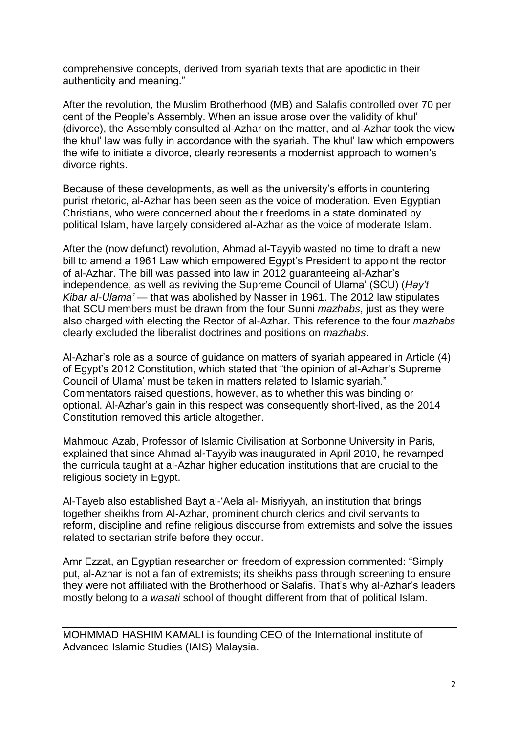comprehensive concepts, derived from syariah texts that are apodictic in their authenticity and meaning."

After the revolution, the Muslim Brotherhood (MB) and Salafis controlled over 70 per cent of the People's Assembly. When an issue arose over the validity of khul' (divorce), the Assembly consulted al-Azhar on the matter, and al-Azhar took the view the khul' law was fully in accordance with the syariah. The khul' law which empowers the wife to initiate a divorce, clearly represents a modernist approach to women's divorce rights.

Because of these developments, as well as the university's efforts in countering purist rhetoric, al-Azhar has been seen as the voice of moderation. Even Egyptian Christians, who were concerned about their freedoms in a state dominated by political Islam, have largely considered al-Azhar as the voice of moderate Islam.

After the (now defunct) revolution, Ahmad al-Tayyib wasted no time to draft a new bill to amend a 1961 Law which empowered Egypt's President to appoint the rector of al-Azhar. The bill was passed into law in 2012 guaranteeing al-Azhar's independence, as well as reviving the Supreme Council of Ulama' (SCU) (*Hay't Kibar al-Ulama'* — that was abolished by Nasser in 1961. The 2012 law stipulates that SCU members must be drawn from the four Sunni *mazhabs*, just as they were also charged with electing the Rector of al-Azhar. This reference to the four *mazhabs* clearly excluded the liberalist doctrines and positions on *mazhabs*.

Al-Azhar's role as a source of guidance on matters of syariah appeared in Article (4) of Egypt's 2012 Constitution, which stated that "the opinion of al-Azhar's Supreme Council of Ulama' must be taken in matters related to Islamic syariah." Commentators raised questions, however, as to whether this was binding or optional. Al-Azhar's gain in this respect was consequently short-lived, as the 2014 Constitution removed this article altogether.

Mahmoud Azab, Professor of Islamic Civilisation at Sorbonne University in Paris, explained that since Ahmad al-Tayyib was inaugurated in April 2010, he revamped the curricula taught at al-Azhar higher education institutions that are crucial to the religious society in Egypt.

Al-Tayeb also established Bayt al-'Aela al- Misriyyah, an institution that brings together sheikhs from Al-Azhar, prominent church clerics and civil servants to reform, discipline and refine religious discourse from extremists and solve the issues related to sectarian strife before they occur.

Amr Ezzat, an Egyptian researcher on freedom of expression commented: "Simply put, al-Azhar is not a fan of extremists; its sheikhs pass through screening to ensure they were not affiliated with the Brotherhood or Salafis. That's why al-Azhar's leaders mostly belong to a *wasati* school of thought different from that of political Islam.

---

MOHMMAD HASHIM KAMALI is founding CEO of the International institute of Advanced Islamic Studies (IAIS) Malaysia.